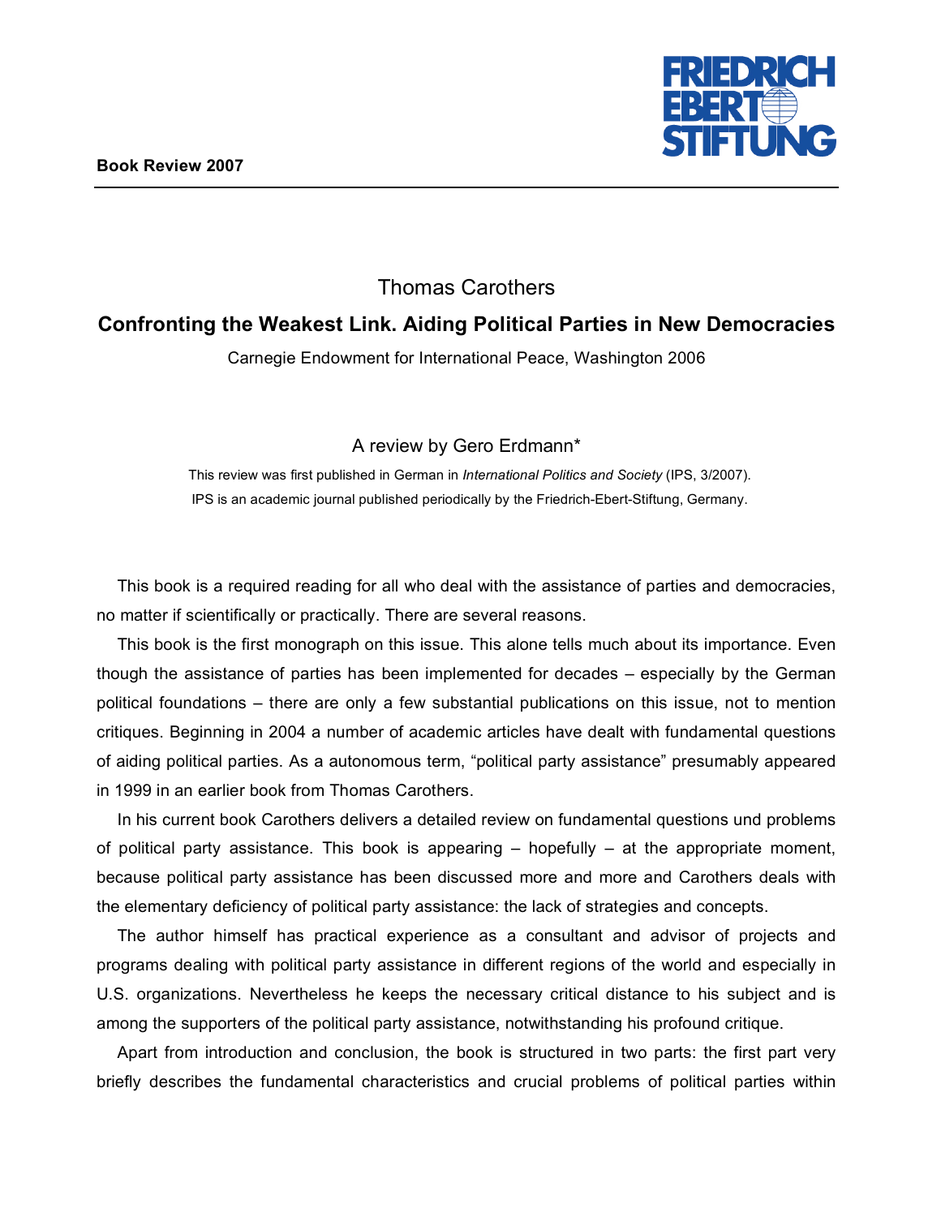**Book Review 2007**

Thomas Carothers

# Confronting the Weakest Link. Aiding Political Parties in New Democracies

Carnegie Endowment for International Peace, Washington 2006

A review by Gero Erdmann*

This review was first published in German in *International Politics and Society* (IPS, 3/2007). IPS is an academic journal published periodically by the Friedrich-Ebert-Stiftung, Germany.

This book is a required reading for all who deal with the assistance of parties and democracies, no matter if scientifically or practically. There are several reasons.

This book is the first monograph on this issue. This alone tells much about its importance. Even though the assistance of parties has been implemented for decades – especially by the German political foundations – there are only a few substantial publications on this issue, not to mention critiques. Beginning in 2004 a number of academic articles have dealt with fundamental questions of aiding political parties. As a autonomous term, "political party assistance" presumably appeared in 1999 in an earlier book from Thomas Carothers.

In his current book Carothers delivers a detailed review on fundamental questions und problems of political party assistance. This book is appearing – hopefully – at the appropriate moment, because political party assistance has been discussed more and more and Carothers deals with the elementary deficiency of political party assistance: the lack of strategies and concepts.

The author himself has practical experience as a consultant and advisor of projects and programs dealing with political party assistance in different regions of the world and especially in U.S. organizations. Nevertheless he keeps the necessary critical distance to his subject and is among the supporters of the political party assistance, notwithstanding his profound critique.

Apart from introduction and conclusion, the book is structured in two parts: the first part very briefly describes the fundamental characteristics and crucial problems of political parties within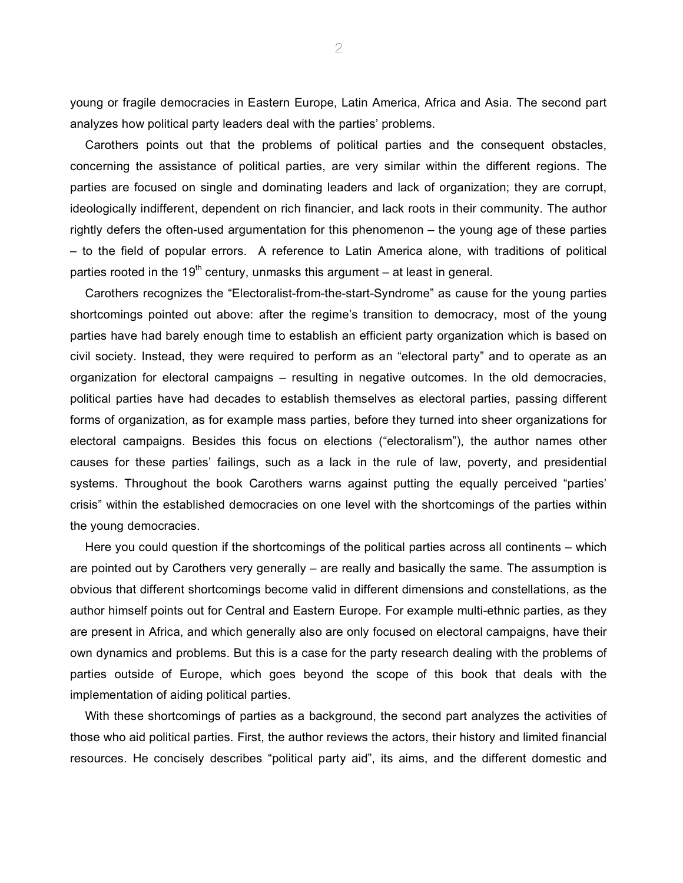young or fragile democracies in Eastern Europe, Latin America, Africa and Asia. The second part analyzes how political party leaders deal with the parties' problems.

Carothers points out that the problems of political parties and the consequent obstacles, concerning the assistance of political parties, are very similar within the different regions. The parties are focused on single and dominating leaders and lack of organization; they are corrupt, ideologically indifferent, dependent on rich financier, and lack roots in their community. The author rightly defers the often-used argumentation for this phenomenon – the young age of these parties – to the field of popular errors. A reference to Latin America alone, with traditions of political parties rooted in the 19th century, unmasks this argument – at least in general.

Carothers recognizes the "Electoralist-from-the-start-Syndrome" as cause for the young parties shortcomings pointed out above: after the regime's transition to democracy, most of the young parties have had barely enough time to establish an efficient party organization which is based on civil society. Instead, they were required to perform as an "electoral party" and to operate as an organization for electoral campaigns – resulting in negative outcomes. In the old democracies, political parties have had decades to establish themselves as electoral parties, passing different forms of organization, as for example mass parties, before they turned into sheer organizations for electoral campaigns. Besides this focus on elections ("electoralism"), the author names other causes for these parties' failings, such as a lack in the rule of law, poverty, and presidential systems. Throughout the book Carothers warns against putting the equally perceived "parties' crisis" within the established democracies on one level with the shortcomings of the parties within the young democracies.

Here you could question if the shortcomings of the political parties across all continents – which are pointed out by Carothers very generally – are really and basically the same. The assumption is obvious that different shortcomings become valid in different dimensions and constellations, as the author himself points out for Central and Eastern Europe. For example multi-ethnic parties, as they are present in Africa, and which generally also are only focused on electoral campaigns, have their own dynamics and problems. But this is a case for the party research dealing with the problems of parties outside of Europe, which goes beyond the scope of this book that deals with the implementation of aiding political parties.

With these shortcomings of parties as a background, the second part analyzes the activities of those who aid political parties. First, the author reviews the actors, their history and limited financial resources. He concisely describes "political party aid", its aims, and the different domestic and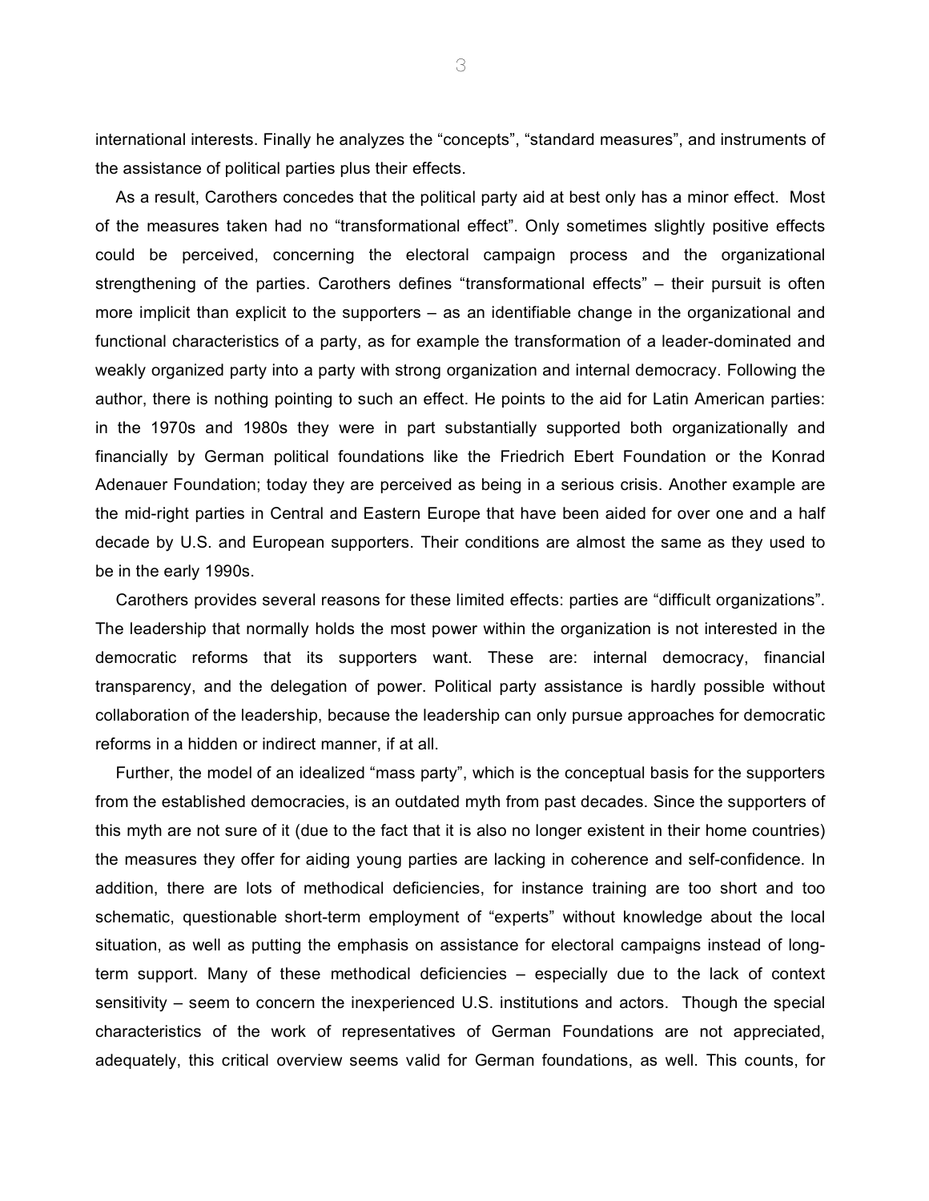international interests. Finally he analyzes the “concepts”, “standard measures”, and instruments of the assistance of political parties plus their effects.

As a result, Carothers concedes that the political party aid at best only has a minor effect. Most of the measures taken had no “transformational effect”. Only sometimes slightly positive effects could be perceived, concerning the electoral campaign process and the organizational strengthening of the parties. Carothers defines “transformational effects” – their pursuit is often more implicit than explicit to the supporters – as an identifiable change in the organizational and functional characteristics of a party, as for example the transformation of a leader-dominated and weakly organized party into a party with strong organization and internal democracy. Following the author, there is nothing pointing to such an effect. He points to the aid for Latin American parties: in the 1970s and 1980s they were in part substantially supported both organizationally and financially by German political foundations like the Friedrich Ebert Foundation or the Konrad Adenauer Foundation; today they are perceived as being in a serious crisis. Another example are the mid-right parties in Central and Eastern Europe that have been aided for over one and a half decade by U.S. and European supporters. Their conditions are almost the same as they used to be in the early 1990s.

Carothers provides several reasons for these limited effects: parties are “difficult organizations”. The leadership that normally holds the most power within the organization is not interested in the democratic reforms that its supporters want. These are: internal democracy, financial transparency, and the delegation of power. Political party assistance is hardly possible without collaboration of the leadership, because the leadership can only pursue approaches for democratic reforms in a hidden or indirect manner, if at all.

Further, the model of an idealized “mass party”, which is the conceptual basis for the supporters from the established democracies, is an outdated myth from past decades. Since the supporters of this myth are not sure of it (due to the fact that it is also no longer existent in their home countries) the measures they offer for aiding young parties are lacking in coherence and self-confidence. In addition, there are lots of methodical deficiencies, for instance training are too short and too schematic, questionable short-term employment of “experts” without knowledge about the local situation, as well as putting the emphasis on assistance for electoral campaigns instead of long-term support. Many of these methodical deficiencies – especially due to the lack of context sensitivity – seem to concern the inexperienced U.S. institutions and actors. Though the special characteristics of the work of representatives of German Foundations are not appreciated, adequately, this critical overview seems valid for German foundations, as well. This counts, for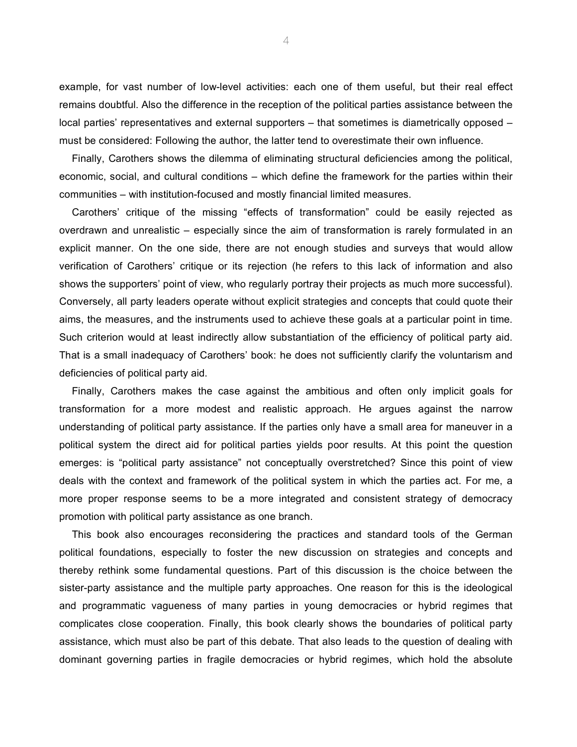example, for vast number of low-level activities: each one of them useful, but their real effect remains doubtful. Also the difference in the reception of the political parties assistance between the local parties' representatives and external supporters – that sometimes is diametrically opposed – must be considered: Following the author, the latter tend to overestimate their own influence.

Finally, Carothers shows the dilemma of eliminating structural deficiencies among the political, economic, social, and cultural conditions – which define the framework for the parties within their communities – with institution-focused and mostly financial limited measures.

Carothers' critique of the missing "effects of transformation" could be easily rejected as overdrawn and unrealistic – especially since the aim of transformation is rarely formulated in an explicit manner. On the one side, there are not enough studies and surveys that would allow verification of Carothers' critique or its rejection (he refers to this lack of information and also shows the supporters' point of view, who regularly portray their projects as much more successful). Conversely, all party leaders operate without explicit strategies and concepts that could quote their aims, the measures, and the instruments used to achieve these goals at a particular point in time. Such criterion would at least indirectly allow substantiation of the efficiency of political party aid. That is a small inadequacy of Carothers' book: he does not sufficiently clarify the voluntarism and deficiencies of political party aid.

Finally, Carothers makes the case against the ambitious and often only implicit goals for transformation for a more modest and realistic approach. He argues against the narrow understanding of political party assistance. If the parties only have a small area for maneuver in a political system the direct aid for political parties yields poor results. At this point the question emerges: is "political party assistance" not conceptually overstretched? Since this point of view deals with the context and framework of the political system in which the parties act. For me, a more proper response seems to be a more integrated and consistent strategy of democracy promotion with political party assistance as one branch.

This book also encourages reconsidering the practices and standard tools of the German political foundations, especially to foster the new discussion on strategies and concepts and thereby rethink some fundamental questions. Part of this discussion is the choice between the sister-party assistance and the multiple party approaches. One reason for this is the ideological and programmatic vagueness of many parties in young democracies or hybrid regimes that complicates close cooperation. Finally, this book clearly shows the boundaries of political party assistance, which must also be part of this debate. That also leads to the question of dealing with dominant governing parties in fragile democracies or hybrid regimes, which hold the absolute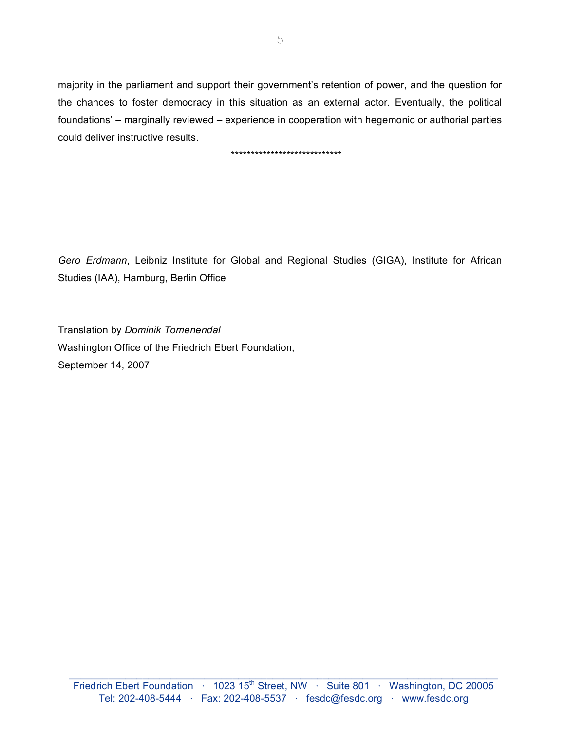majority in the parliament and support their government's retention of power, and the question for the chances to foster democracy in this situation as an external actor. Eventually, the political foundations' – marginally reviewed – experience in cooperation with hegemonic or authorial parties could deliver instructive results.

****************************

*Gero Erdmann*, Leibniz Institute for Global and Regional Studies (GIGA), Institute for African Studies (IAA), Hamburg, Berlin Office

Translation by *Dominik Tomenendal*
Washington Office of the Friedrich Ebert Foundation,
September 14, 2007